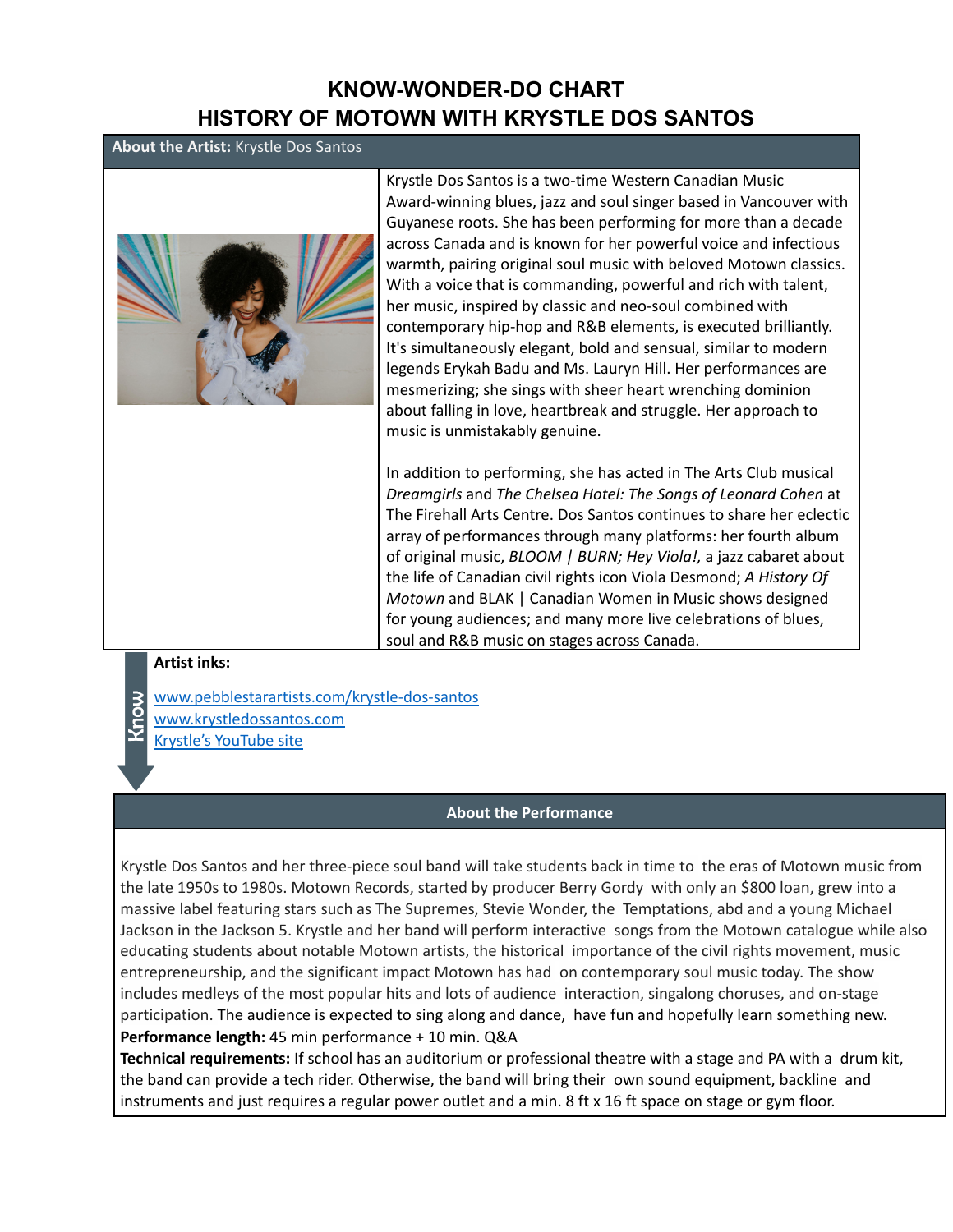# KNOW-WONDER-DO CHART
# HISTORY OF MOTOWN WITH KRYSTLE DOS SANTOS

**About the Artist:** Krystle Dos Santos

Krystle Dos Santos is a two-time Western Canadian Music Award-winning blues, jazz and soul singer based in Vancouver with Guyanese roots. She has been performing for more than a decade across Canada and is known for her powerful voice and infectious warmth, pairing original soul music with beloved Motown classics. With a voice that is commanding, powerful and rich with talent, her music, inspired by classic and neo-soul combined with contemporary hip-hop and R&B elements, is executed brilliantly. It's simultaneously elegant, bold and sensual, similar to modern legends Erykah Badu and Ms. Lauryn Hill. Her performances are mesmerizing; she sings with sheer heart wrenching dominion about falling in love, heartbreak and struggle. Her approach to music is unmistakably genuine.

In addition to performing, she has acted in The Arts Club musical *Dreamgirls* and *The Chelsea Hotel: The Songs of Leonard Cohen* at The Firehall Arts Centre. Dos Santos continues to share her eclectic array of performances through many platforms: her fourth album of original music, *BLOOM | BURN; Hey Viola!,* a jazz cabaret about the life of Canadian civil rights icon Viola Desmond; *A History Of Motown* and BLAK | Canadian Women in Music shows designed for young audiences; and many more live celebrations of blues, soul and R&B music on stages across Canada.

Know

**Artist inks:**

[www.pebblestarartists.com/krystle-dos-santos](www.pebblestarartists.com/krystle-dos-santos)
[www.krystledossantos.com](www.krystledossantos.com)
Krystle's YouTube site

## About the Performance

Krystle Dos Santos and her three-piece soul band will take students back in time to the eras of Motown music from the late 1950s to 1980s. Motown Records, started by producer Berry Gordy with only an $800 loan, grew into a massive label featuring stars such as The Supremes, Stevie Wonder, the Temptations, abd and a young Michael Jackson in the Jackson 5. Krystle and her band will perform interactive songs from the Motown catalogue while also educating students about notable Motown artists, the historical importance of the civil rights movement, music entrepreneurship, and the significant impact Motown has had on contemporary soul music today. The show includes medleys of the most popular hits and lots of audience interaction, singalong choruses, and on-stage participation. The audience is expected to sing along and dance, have fun and hopefully learn something new.

**Performance length:** 45 min performance + 10 min. Q&A

**Technical requirements:** If school has an auditorium or professional theatre with a stage and PA with a drum kit, the band can provide a tech rider. Otherwise, the band will bring their own sound equipment, backline and instruments and just requires a regular power outlet and a min. 8 ft x 16 ft space on stage or gym floor.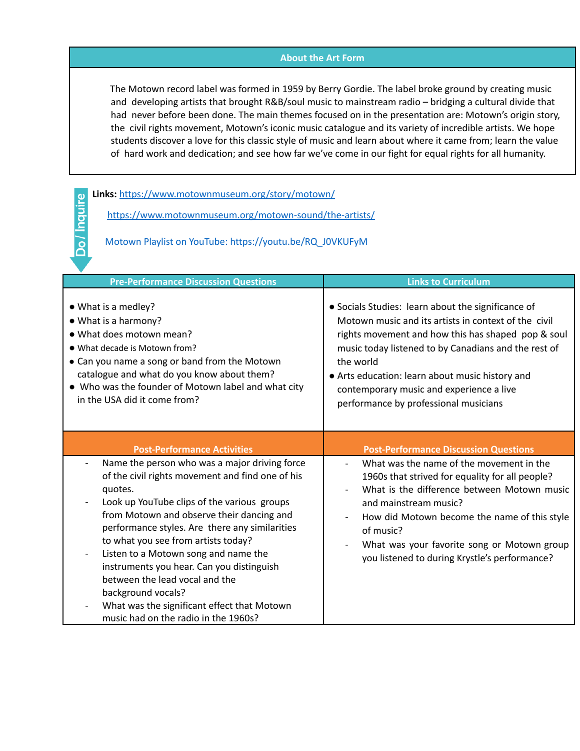## About the Art Form

The Motown record label was formed in 1959 by Berry Gordie. The label broke ground by creating music and developing artists that brought R&B/soul music to mainstream radio – bridging a cultural divide that had never before been done. The main themes focused on in the presentation are: Motown's origin story, the civil rights movement, Motown's iconic music catalogue and its variety of incredible artists. We hope students discover a love for this classic style of music and learn about where it came from; learn the value of hard work and dedication; and see how far we've come in our fight for equal rights for all humanity.

**Do / Inquire**

**Links:** https://www.motownmuseum.org/story/motown/

https://www.motownmuseum.org/motown-sound/the-artists/

Motown Playlist on YouTube: https://youtu.be/RQ_J0VKUFyM

### Pre-Performance Discussion Questions

- What is a medley?
- What is a harmony?
- What does motown mean?
- What decade is Motown from?
- Can you name a song or band from the Motown catalogue and what do you know about them?
- Who was the founder of Motown label and what city in the USA did it come from?

### Links to Curriculum

- Socials Studies: learn about the significance of Motown music and its artists in context of the civil rights movement and how this has shaped pop & soul music today listened to by Canadians and the rest of the world
- Arts education: learn about music history and contemporary music and experience a live performance by professional musicians

### Post-Performance Activities

- Name the person who was a major driving force of the civil rights movement and find one of his quotes.
- Look up YouTube clips of the various groups from Motown and observe their dancing and performance styles. Are there any similarities to what you see from artists today?
- Listen to a Motown song and name the instruments you hear. Can you distinguish between the lead vocal and the background vocals?
- What was the significant effect that Motown music had on the radio in the 1960s?

### Post-Performance Discussion Questions

- What was the name of the movement in the 1960s that strived for equality for all people?
- What is the difference between Motown music and mainstream music?
- How did Motown become the name of this style of music?
- What was your favorite song or Motown group you listened to during Krystle's performance?